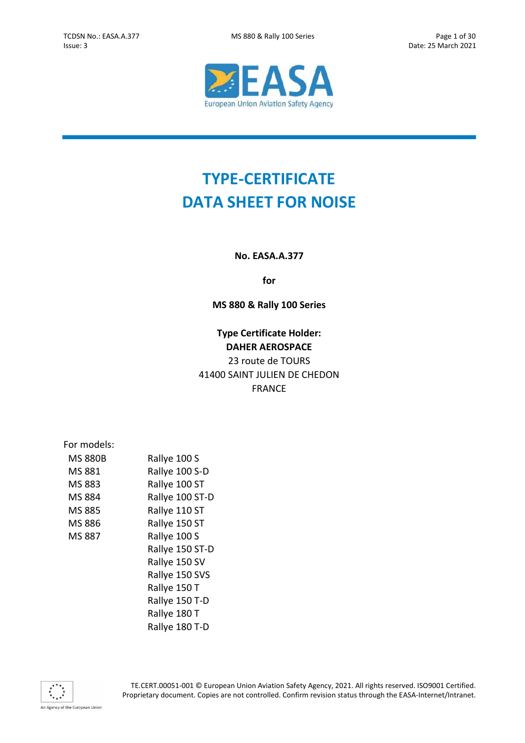# TYPE-CERTIFICATE DATA SHEET FOR NOISE

**No. EASA.A.377**

**for**

**MS 880 & Rally 100 Series**

**Type Certificate Holder:**
**DAHER AEROSPACE**
23 route de TOURS
41400 SAINT JULIEN DE CHEDON
FRANCE

For models:

| | |
|---|---|
| MS 880B | Rallye 100 S |
| MS 881 | Rallye 100 S-D |
| MS 883 | Rallye 100 ST |
| MS 884 | Rallye 100 ST-D |
| MS 885 | Rallye 110 ST |
| MS 886 | Rallye 150 ST |
| MS 887 | Rallye 100 S |
| | Rallye 150 ST-D |
| | Rallye 150 SV |
| | Rallye 150 SVS |
| | Rallye 150 T |
| | Rallye 150 T-D |
| | Rallye 180 T |
| | Rallye 180 T-D |

TE.CERT.00051-001 © European Union Aviation Safety Agency, 2021. All rights reserved. ISO9001 Certified.
Proprietary document. Copies are not controlled. Confirm revision status through the EASA-Internet/Intranet.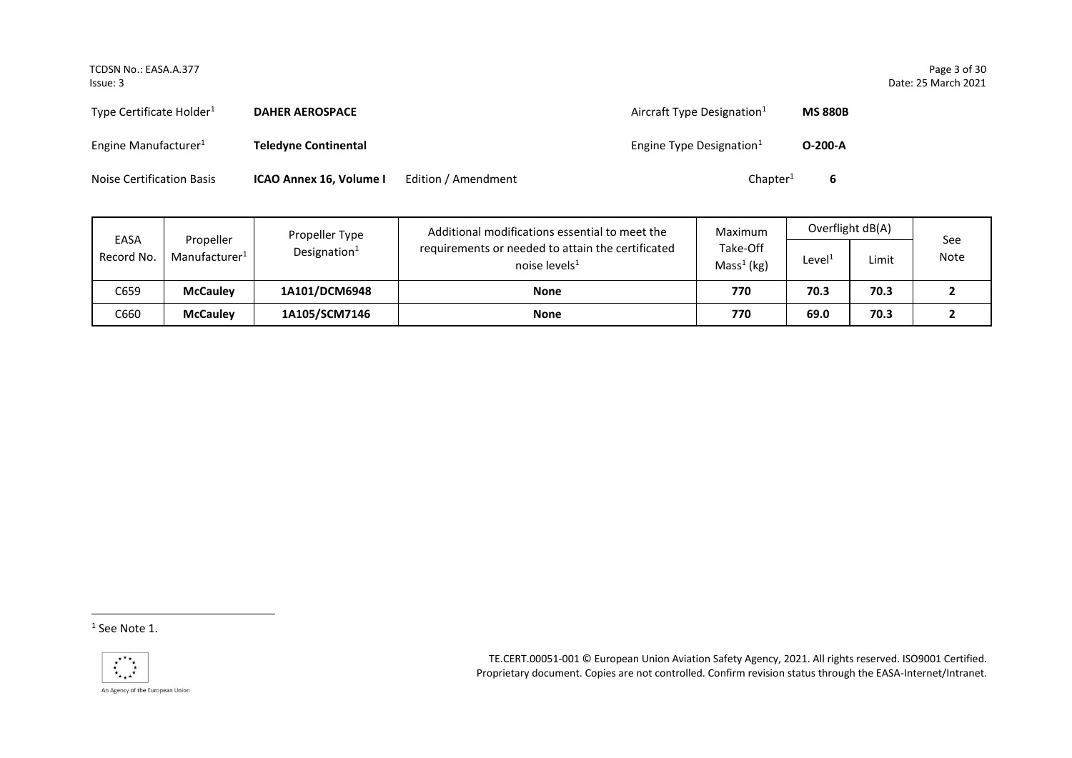| | | | | | |
|---|---|---|---|---|---|
| Type Certificate Holder[1] | **DAHER AEROSPACE** | | Aircraft Type Designation[1] | **MS 880B** | |
| Engine Manufacturer[1] | **Teledyne Continental** | | Engine Type Designation[1] | **O-200-A** | |
| Noise Certification Basis | **ICAO Annex 16, Volume I** | Edition / Amendment | Chapter[1] | **6** | |

| EASA Record No. | Propeller Manufacturer[1] | Propeller Type Designation[1] | Additional modifications essential to meet the requirements or needed to attain the certificated noise levels[1] | Maximum Take-Off Mass[1] (kg) | Overflight dB(A) | | See Note |
|---|---|---|---|---|---|---|---|
| | | | | | Level[1] | Limit | |
| C659 | **McCauley** | **1A101/DCM6948** | **None** | **770** | **70.3** | **70.3** | **2** |
| C660 | **McCauley** | **1A105/SCM7146** | **None** | **770** | **69.0** | **70.3** | **2** |

[1] See Note 1.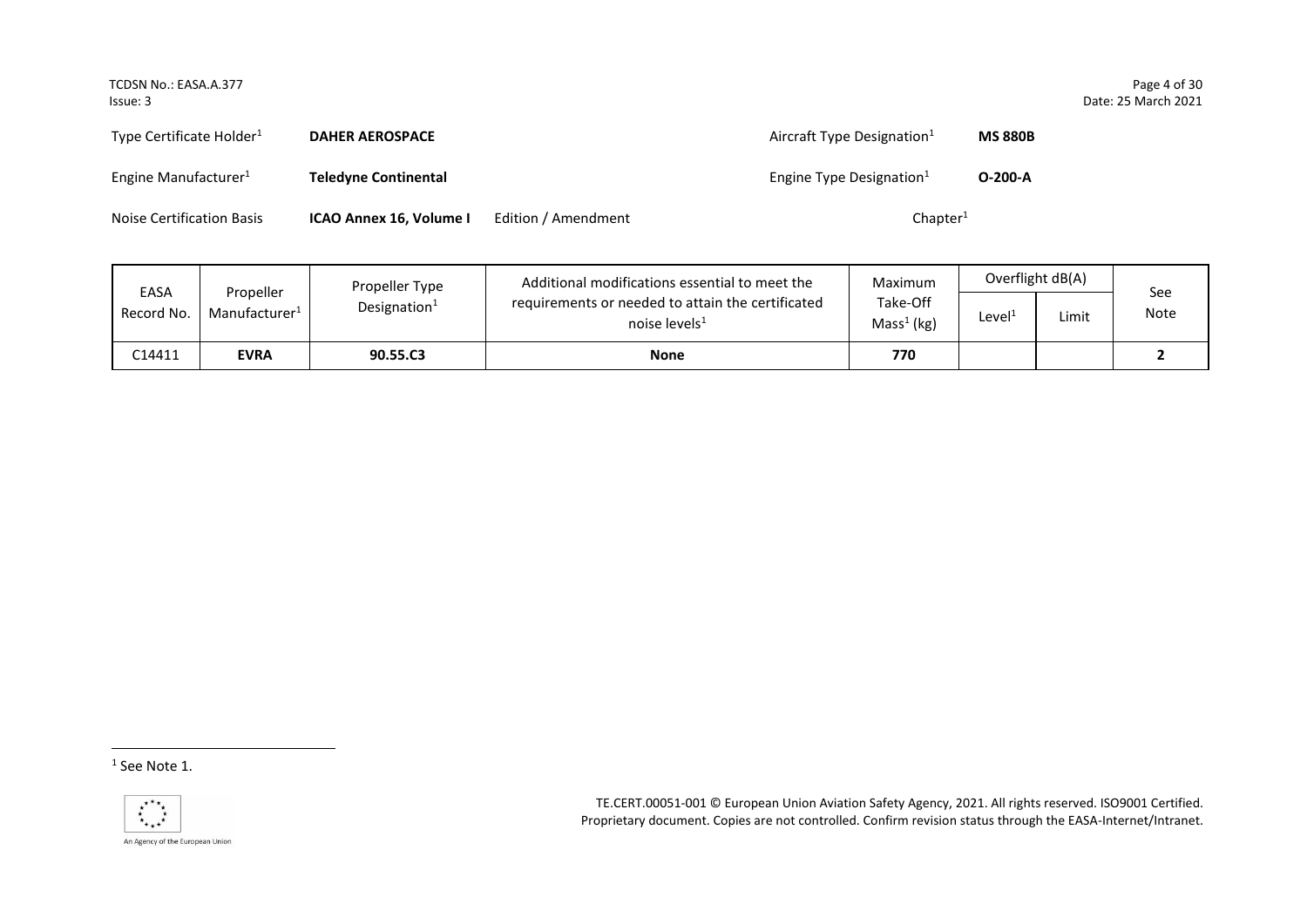Type Certificate Holder[1] **DAHER AEROSPACE** Aircraft Type Designation[1] **MS 880B**

Engine Manufacturer[1] **Teledyne Continental** Engine Type Designation[1] **O-200-A**

Noise Certification Basis **ICAO Annex 16, Volume I** Edition / Amendment Chapter[1]

| EASA Record No. | Propeller Manufacturer[1] | Propeller Type Designation[1] | Additional modifications essential to meet the requirements or needed to attain the certificated noise levels[1] | Maximum Take-Off Mass[1] (kg) | Overflight dB(A) | | See Note |
|---|---|---|---|---|---|---|---|
| | | | | | Level[1] | Limit | |
| C14411 | **EVRA** | **90.55.C3** | **None** | **770** | | | **2** |

[1] See Note 1.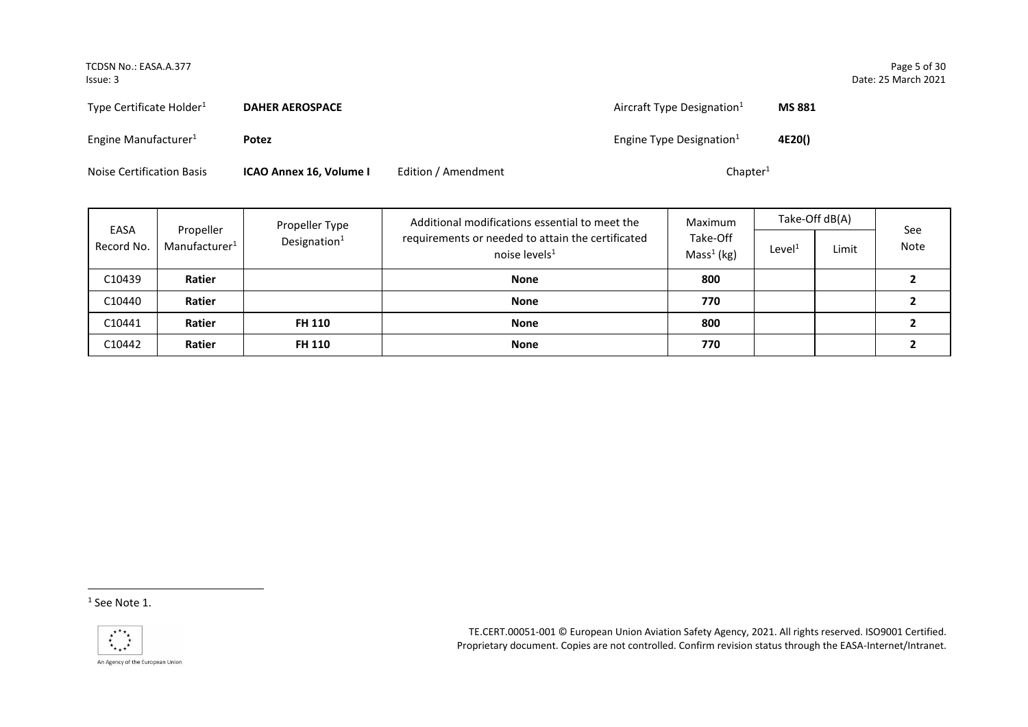Type Certificate Holder[1] **DAHER AEROSPACE** Aircraft Type Designation[1] **MS 881**

Engine Manufacturer[1] **Potez** Engine Type Designation[1] **4E20()**

Noise Certification Basis **ICAO Annex 16, Volume I** Edition / Amendment Chapter[1]

| EASA Record No. | Propeller Manufacturer[1] | Propeller Type Designation[1] | Additional modifications essential to meet the requirements or needed to attain the certificated noise levels[1] | Maximum Take-Off Mass[1] (kg) | Take-Off dB(A) | | See Note |
|---|---|---|---|---|---|---|---|
| | | | | | Level[1] | Limit | |
| C10439 | **Ratier** | | **None** | **800** | | | **2** |
| C10440 | **Ratier** | | **None** | **770** | | | **2** |
| C10441 | **Ratier** | **FH 110** | **None** | **800** | | | **2** |
| C10442 | **Ratier** | **FH 110** | **None** | **770** | | | **2** |

[1] See Note 1.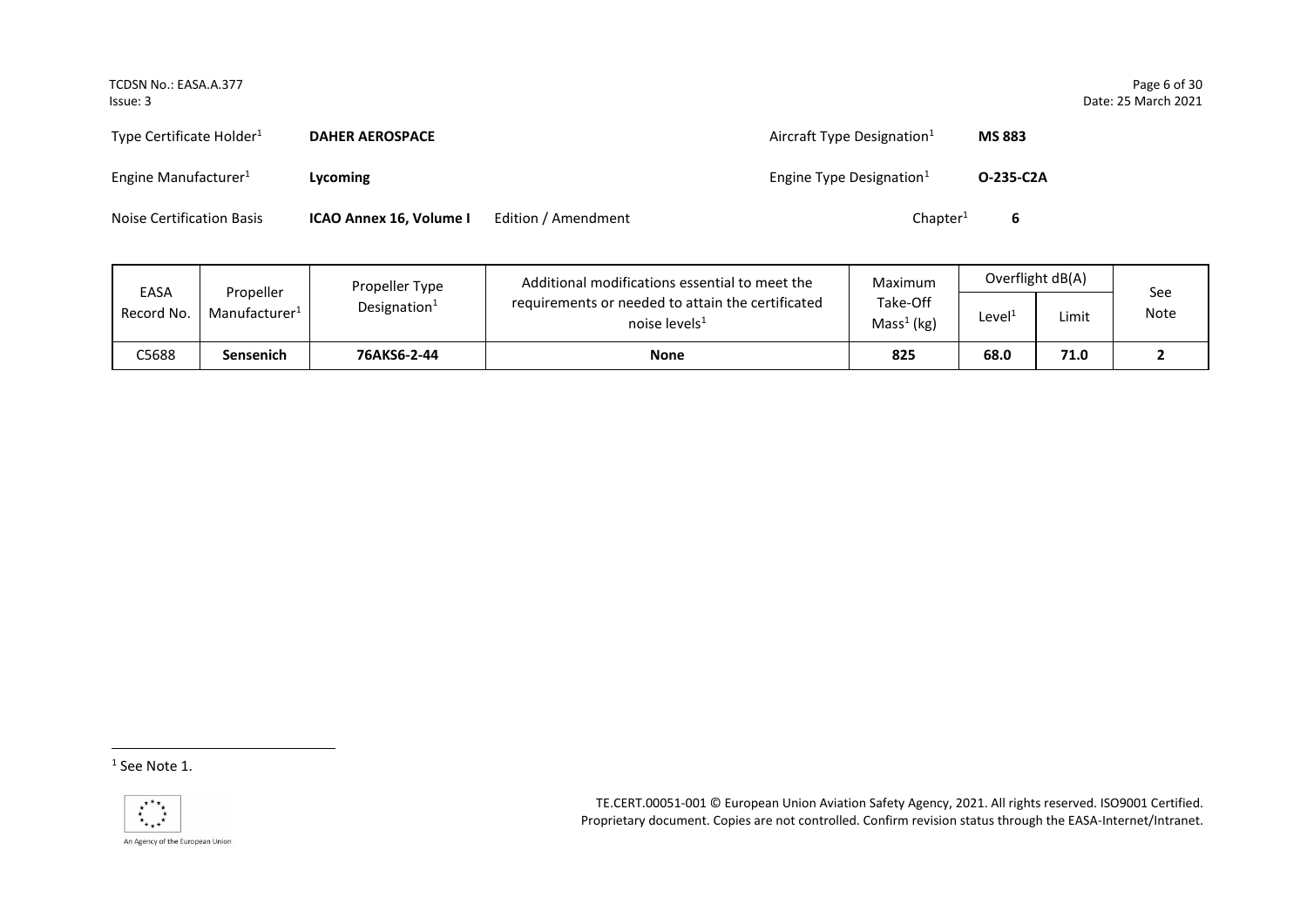| Type Certificate Holder[1] | **DAHER AEROSPACE** | | Aircraft Type Designation[1] | **MS 883** |
|---|---|---|---|---|
| Engine Manufacturer[1] | **Lycoming** | | Engine Type Designation[1] | **O-235-C2A** |
| Noise Certification Basis | **ICAO Annex 16, Volume I** | Edition / Amendment | Chapter[1] | **6** |

| EASA Record No. | Propeller Manufacturer[1] | Propeller Type Designation[1] | Additional modifications essential to meet the requirements or needed to attain the certificated noise levels[1] | Maximum Take-Off Mass[1] (kg) | Overflight dB(A) | | See Note |
|---|---|---|---|---|---|---|---|
| | | | | | Level[1] | Limit | |
| C5688 | **Sensenich** | **76AKS6-2-44** | **None** | **825** | **68.0** | **71.0** | **2** |

[1] See Note 1.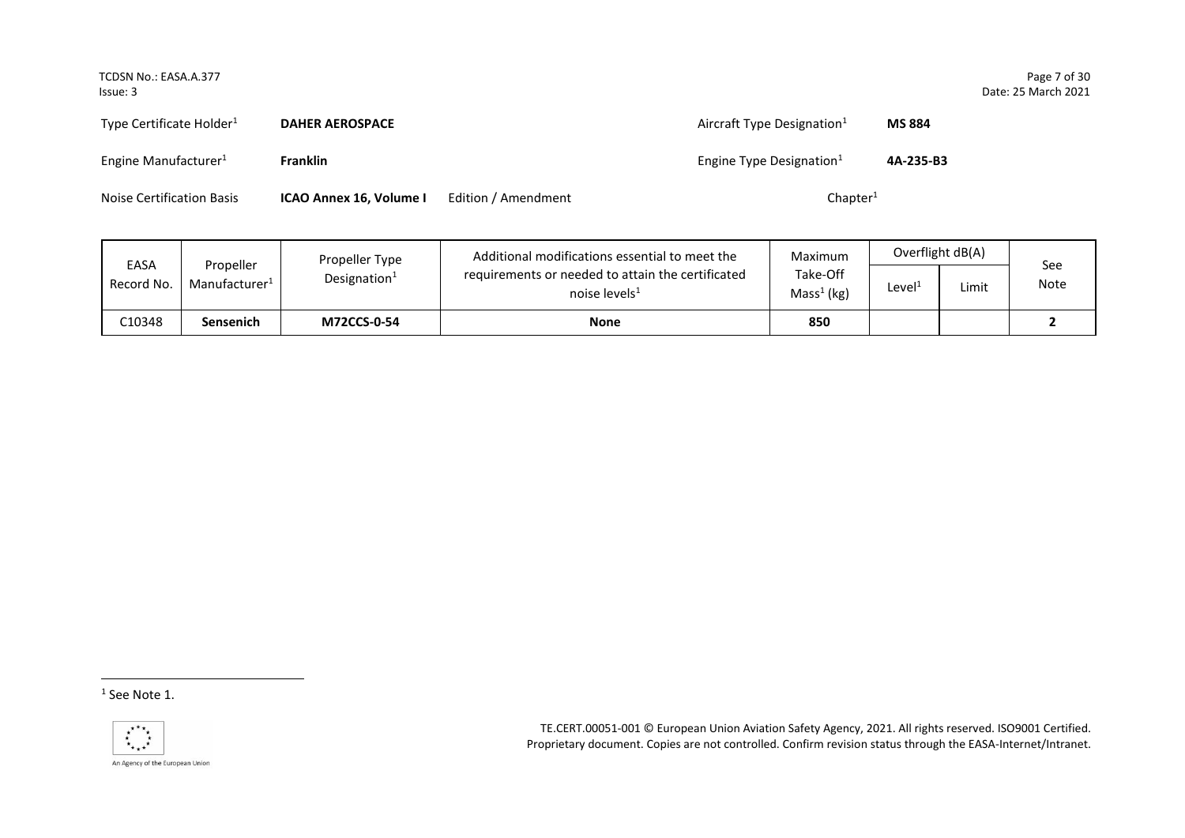| Type Certificate Holder[1] | **DAHER AEROSPACE** | | Aircraft Type Designation[1] | **MS 884** |
|---|---|---|---|---|
| Engine Manufacturer[1] | **Franklin** | | Engine Type Designation[1] | **4A-235-B3** |
| Noise Certification Basis | **ICAO Annex 16, Volume I** | Edition / Amendment | Chapter[1] | |

| EASA Record No. | Propeller Manufacturer[1] | Propeller Type Designation[1] | Additional modifications essential to meet the requirements or needed to attain the certificated noise levels[1] | Maximum Take-Off Mass[1] (kg) | Overflight dB(A) | | See Note |
|---|---|---|---|---|---|---|---|
| | | | | | Level[1] | Limit | |
| C10348 | **Sensenich** | **M72CCS-0-54** | **None** | **850** | | | **2** |

[1] See Note 1.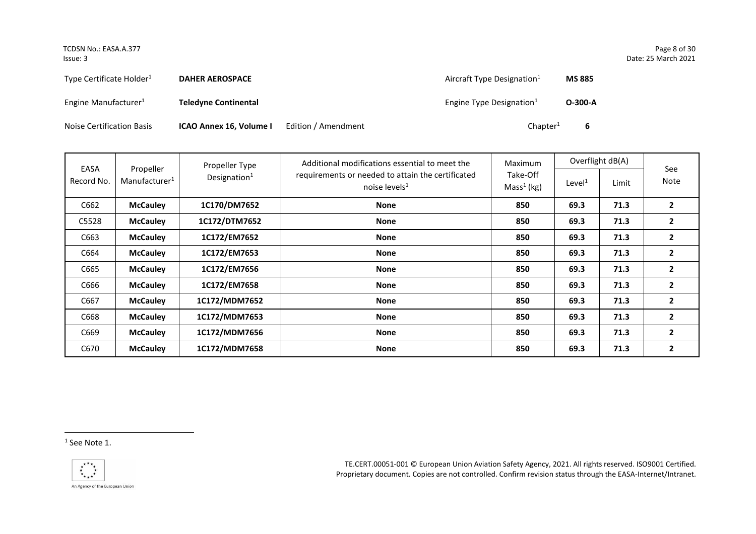| Type Certificate Holder[1] | **DAHER AEROSPACE** | | Aircraft Type Designation[1] | **MS 885** |
|---|---|---|---|---|
| Engine Manufacturer[1] | **Teledyne Continental** | | Engine Type Designation[1] | **O-300-A** |
| Noise Certification Basis | **ICAO Annex 16, Volume I** | Edition / Amendment | Chapter[1] | **6** |

| EASA Record No. | Propeller Manufacturer[1] | Propeller Type Designation[1] | Additional modifications essential to meet the requirements or needed to attain the certificated noise levels[1] | Maximum Take-Off Mass[1] (kg) | Overflight dB(A) | | See Note |
|---|---|---|---|---|---|---|---|
| | | | | | Level[1] | Limit | |
| C662 | **McCauley** | **1C170/DM7652** | **None** | **850** | **69.3** | **71.3** | **2** |
| C5528 | **McCauley** | **1C172/DTM7652** | **None** | **850** | **69.3** | **71.3** | **2** |
| C663 | **McCauley** | **1C172/EM7652** | **None** | **850** | **69.3** | **71.3** | **2** |
| C664 | **McCauley** | **1C172/EM7653** | **None** | **850** | **69.3** | **71.3** | **2** |
| C665 | **McCauley** | **1C172/EM7656** | **None** | **850** | **69.3** | **71.3** | **2** |
| C666 | **McCauley** | **1C172/EM7658** | **None** | **850** | **69.3** | **71.3** | **2** |
| C667 | **McCauley** | **1C172/MDM7652** | **None** | **850** | **69.3** | **71.3** | **2** |
| C668 | **McCauley** | **1C172/MDM7653** | **None** | **850** | **69.3** | **71.3** | **2** |
| C669 | **McCauley** | **1C172/MDM7656** | **None** | **850** | **69.3** | **71.3** | **2** |
| C670 | **McCauley** | **1C172/MDM7658** | **None** | **850** | **69.3** | **71.3** | **2** |

[1] See Note 1.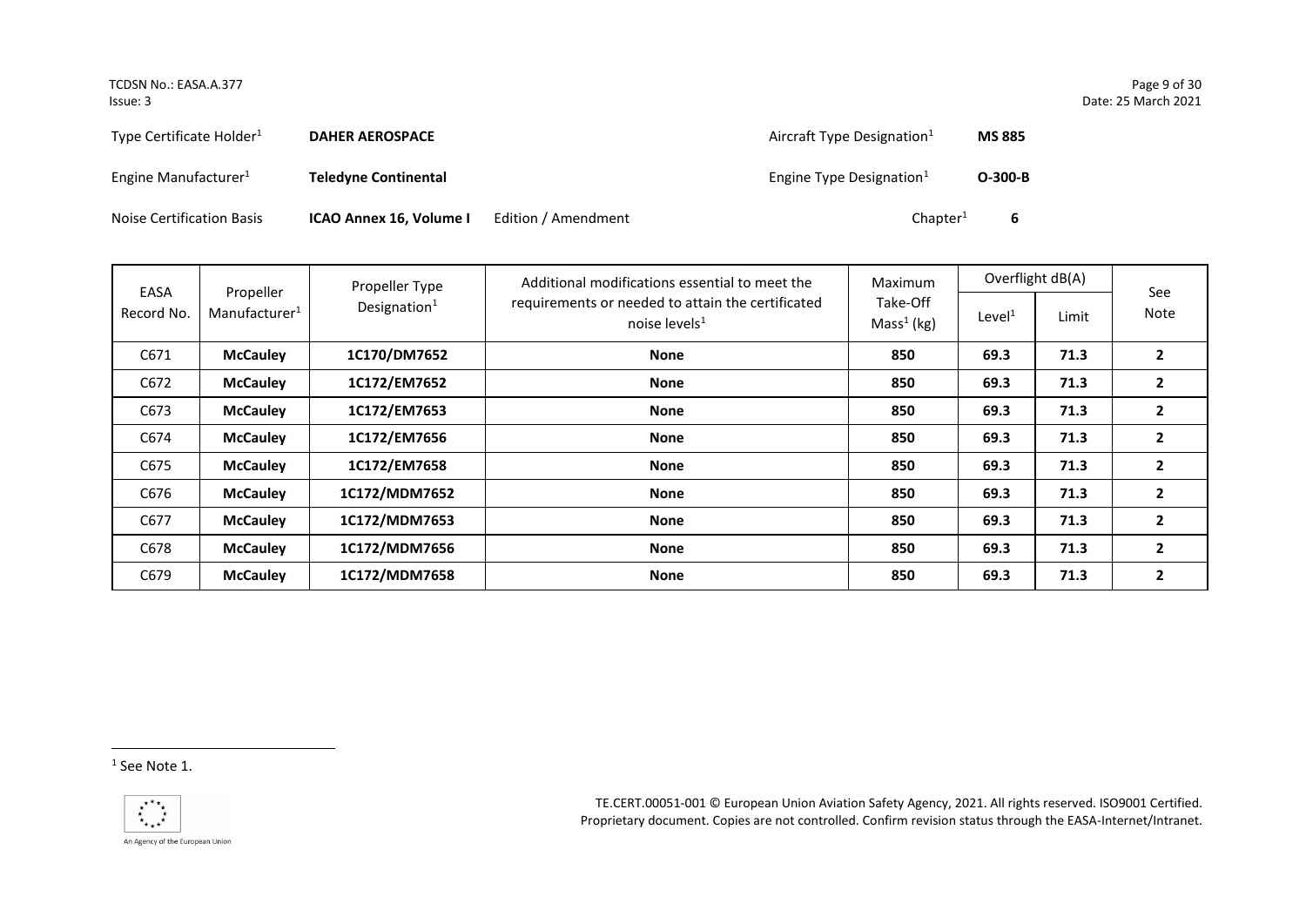| Type Certificate Holder[1] | **DAHER AEROSPACE** | | Aircraft Type Designation[1] | **MS 885** |
|---|---|---|---|---|
| Engine Manufacturer[1] | **Teledyne Continental** | | Engine Type Designation[1] | **O-300-B** |
| Noise Certification Basis | **ICAO Annex 16, Volume I** | Edition / Amendment | Chapter[1] | **6** |

| EASA Record No. | Propeller Manufacturer[1] | Propeller Type Designation[1] | Additional modifications essential to meet the requirements or needed to attain the certificated noise levels[1] | Maximum Take-Off Mass[1] (kg) | Overflight dB(A) | | See Note |
|---|---|---|---|---|---|---|---|
| | | | | | Level[1] | Limit | |
| C671 | **McCauley** | **1C170/DM7652** | **None** | **850** | **69.3** | **71.3** | **2** |
| C672 | **McCauley** | **1C172/EM7652** | **None** | **850** | **69.3** | **71.3** | **2** |
| C673 | **McCauley** | **1C172/EM7653** | **None** | **850** | **69.3** | **71.3** | **2** |
| C674 | **McCauley** | **1C172/EM7656** | **None** | **850** | **69.3** | **71.3** | **2** |
| C675 | **McCauley** | **1C172/EM7658** | **None** | **850** | **69.3** | **71.3** | **2** |
| C676 | **McCauley** | **1C172/MDM7652** | **None** | **850** | **69.3** | **71.3** | **2** |
| C677 | **McCauley** | **1C172/MDM7653** | **None** | **850** | **69.3** | **71.3** | **2** |
| C678 | **McCauley** | **1C172/MDM7656** | **None** | **850** | **69.3** | **71.3** | **2** |
| C679 | **McCauley** | **1C172/MDM7658** | **None** | **850** | **69.3** | **71.3** | **2** |

[1] See Note 1.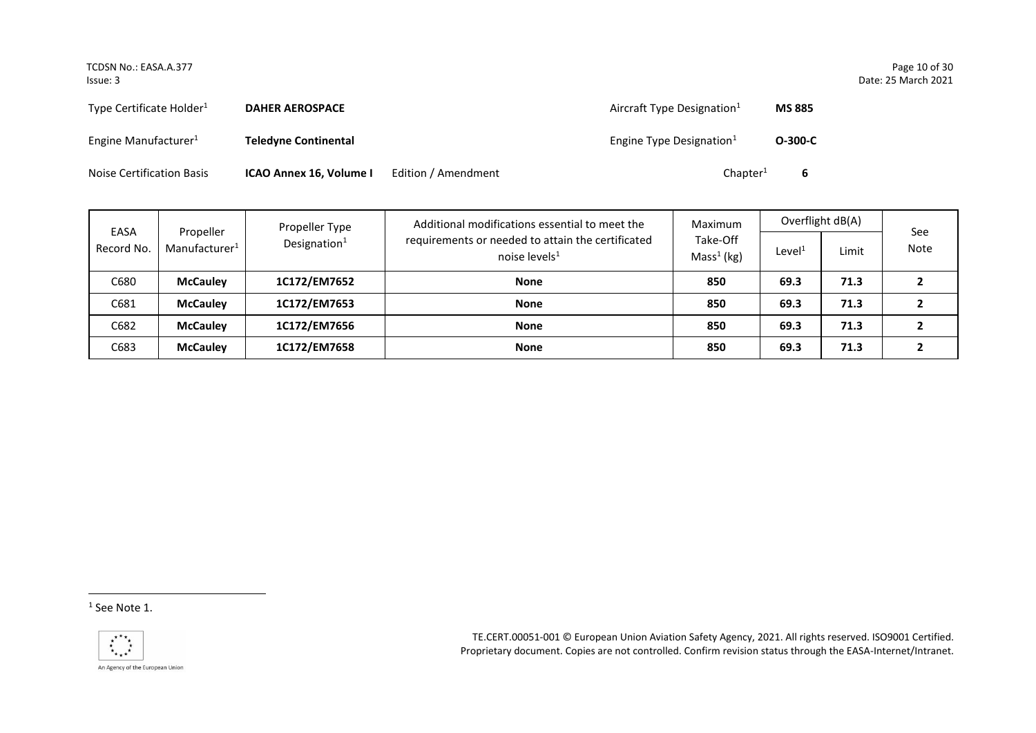| Type Certificate Holder[1] | **DAHER AEROSPACE** | | Aircraft Type Designation[1] | **MS 885** |
|---|---|---|---|---|
| Engine Manufacturer[1] | **Teledyne Continental** | | Engine Type Designation[1] | **O-300-C** |
| Noise Certification Basis | **ICAO Annex 16, Volume I** | Edition / Amendment | Chapter[1] | **6** |

| EASA Record No. | Propeller Manufacturer[1] | Propeller Type Designation[1] | Additional modifications essential to meet the requirements or needed to attain the certificated noise levels[1] | Maximum Take-Off Mass[1] (kg) | Overflight dB(A) | | See Note |
|---|---|---|---|---|---|---|---|
| | | | | | Level[1] | Limit | |
| C680 | **McCauley** | **1C172/EM7652** | **None** | **850** | **69.3** | **71.3** | **2** |
| C681 | **McCauley** | **1C172/EM7653** | **None** | **850** | **69.3** | **71.3** | **2** |
| C682 | **McCauley** | **1C172/EM7656** | **None** | **850** | **69.3** | **71.3** | **2** |
| C683 | **McCauley** | **1C172/EM7658** | **None** | **850** | **69.3** | **71.3** | **2** |

[1] See Note 1.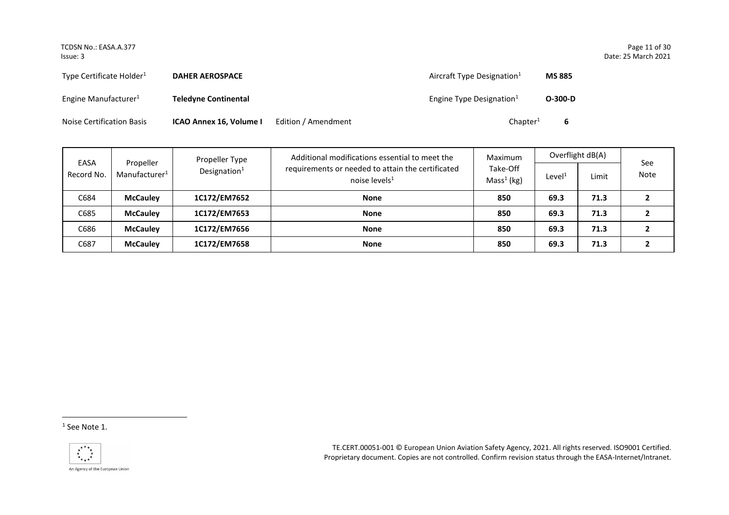Type Certificate Holder[1] **DAHER AEROSPACE** Aircraft Type Designation[1] **MS 885**

Engine Manufacturer[1] **Teledyne Continental** Engine Type Designation[1] **O-300-D**

Noise Certification Basis **ICAO Annex 16, Volume I** Edition / Amendment Chapter[1] **6**

| EASA Record No. | Propeller Manufacturer[1] | Propeller Type Designation[1] | Additional modifications essential to meet the requirements or needed to attain the certificated noise levels[1] | Maximum Take-Off Mass[1] (kg) | Overflight dB(A) | | See Note |
|---|---|---|---|---|---|---|---|
| | | | | | Level[1] | Limit | |
| C684 | **McCauley** | **1C172/EM7652** | **None** | **850** | **69.3** | **71.3** | **2** |
| C685 | **McCauley** | **1C172/EM7653** | **None** | **850** | **69.3** | **71.3** | **2** |
| C686 | **McCauley** | **1C172/EM7656** | **None** | **850** | **69.3** | **71.3** | **2** |
| C687 | **McCauley** | **1C172/EM7658** | **None** | **850** | **69.3** | **71.3** | **2** |

[1] See Note 1.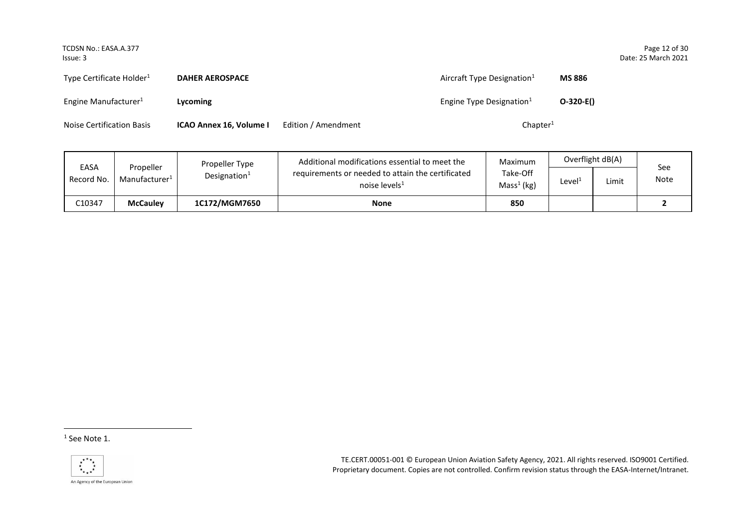| Type Certificate Holder[1] | **DAHER AEROSPACE** | | Aircraft Type Designation[1] | **MS 886** |
|---|---|---|---|---|
| Engine Manufacturer[1] | **Lycoming** | | Engine Type Designation[1] | **O-320-E()** |
| Noise Certification Basis | **ICAO Annex 16, Volume I** | Edition / Amendment | Chapter[1] | |

| EASA Record No. | Propeller Manufacturer[1] | Propeller Type Designation[1] | Additional modifications essential to meet the requirements or needed to attain the certificated noise levels[1] | Maximum Take-Off Mass[1] (kg) | Overflight dB(A) | | See Note |
|---|---|---|---|---|---|---|---|
| | | | | | Level[1] | Limit | |
| C10347 | **McCauley** | **1C172/MGM7650** | **None** | **850** | | | **2** |

[1] See Note 1.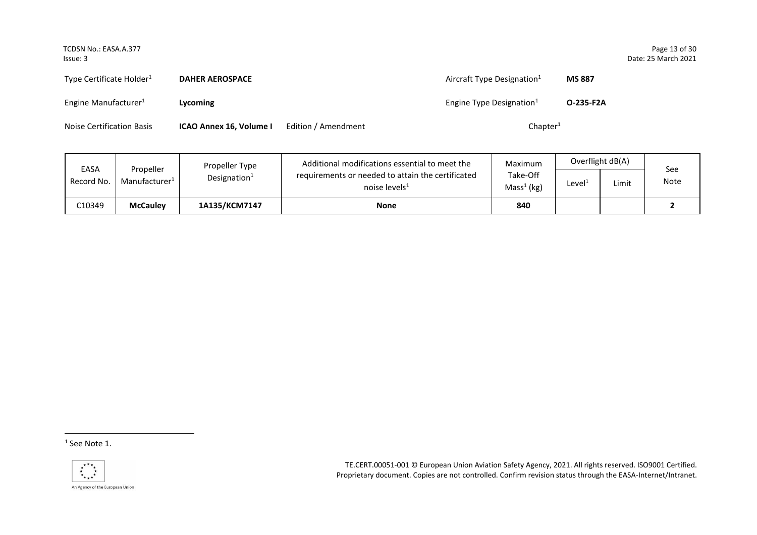| | | | |
|---|---|---|---|
| Type Certificate Holder[1] | **DAHER AEROSPACE** | Aircraft Type Designation[1] | **MS 887** |
| Engine Manufacturer[1] | **Lycoming** | Engine Type Designation[1] | **O-235-F2A** |
| Noise Certification Basis | **ICAO Annex 16, Volume I** Edition / Amendment | Chapter[1] | |

| EASA Record No. | Propeller Manufacturer[1] | Propeller Type Designation[1] | Additional modifications essential to meet the requirements or needed to attain the certificated noise levels[1] | Maximum Take-Off Mass[1] (kg) | Overflight dB(A) | | See Note |
|---|---|---|---|---|---|---|---|
| | | | | | Level[1] | Limit | |
| C10349 | **McCauley** | **1A135/KCM7147** | **None** | **840** | | | **2** |

[1] See Note 1.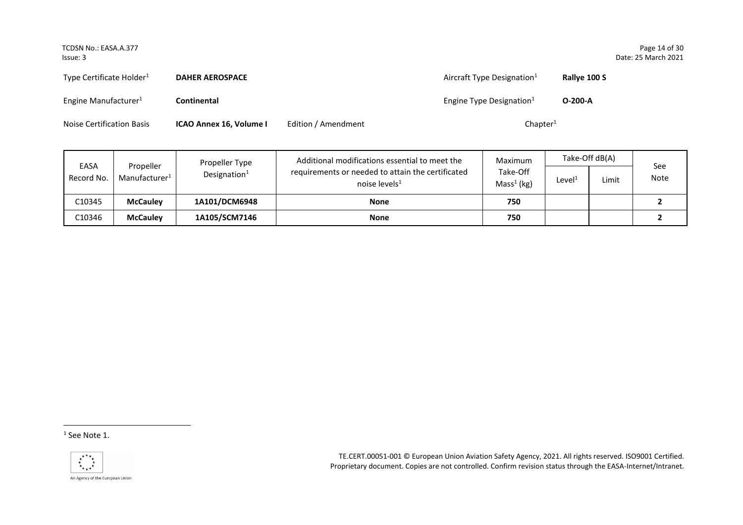Type Certificate Holder[1] **DAHER AEROSPACE** Aircraft Type Designation[1] **Rallye 100 S**

Engine Manufacturer[1] **Continental** Engine Type Designation[1] **O-200-A**

Noise Certification Basis **ICAO Annex 16, Volume I** Edition / Amendment Chapter[1]

| EASA Record No. | Propeller Manufacturer[1] | Propeller Type Designation[1] | Additional modifications essential to meet the requirements or needed to attain the certificated noise levels[1] | Maximum Take-Off Mass[1] (kg) | Take-Off dB(A) | | See Note |
|---|---|---|---|---|---|---|---|
| | | | | | Level[1] | Limit | |
| C10345 | **McCauley** | **1A101/DCM6948** | **None** | **750** | | | **2** |
| C10346 | **McCauley** | **1A105/SCM7146** | **None** | **750** | | | **2** |

[1] See Note 1.

TE.CERT.00051-001 © European Union Aviation Safety Agency, 2021. All rights reserved. ISO9001 Certified. Proprietary document. Copies are not controlled. Confirm revision status through the EASA-Internet/Intranet.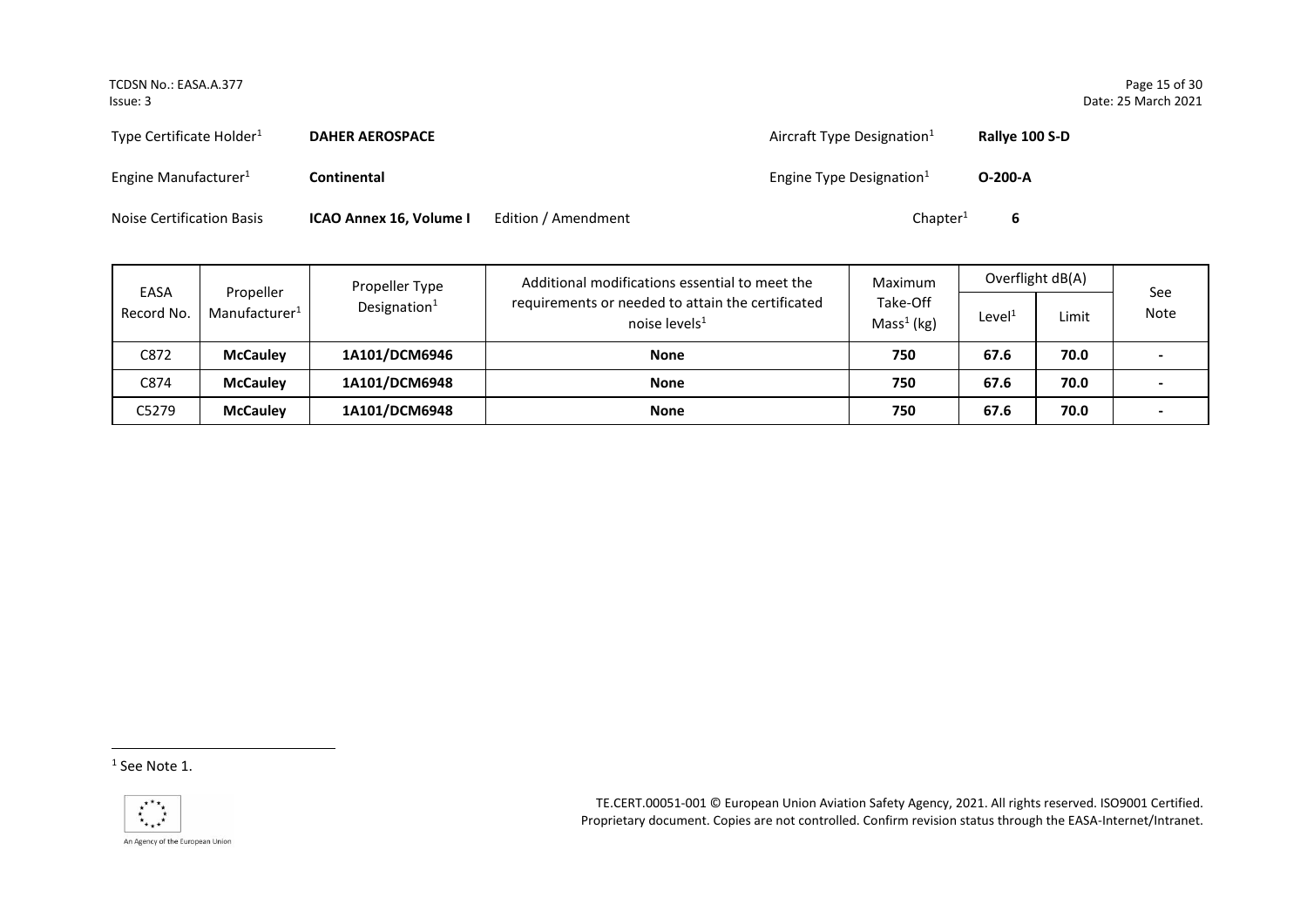| Type Certificate Holder[1] | **DAHER AEROSPACE** | | Aircraft Type Designation[1] | **Rallye 100 S-D** |
|---|---|---|---|---|
| Engine Manufacturer[1] | **Continental** | | Engine Type Designation[1] | **O-200-A** |
| Noise Certification Basis | **ICAO Annex 16, Volume I** | Edition / Amendment | Chapter[1] | **6** |

| EASA Record No. | Propeller Manufacturer[1] | Propeller Type Designation[1] | Additional modifications essential to meet the requirements or needed to attain the certificated noise levels[1] | Maximum Take-Off Mass[1] (kg) | Overflight dB(A) | | See Note |
|---|---|---|---|---|---|---|---|
| | | | | | Level[1] | Limit | |
| C872 | **McCauley** | **1A101/DCM6946** | **None** | **750** | **67.6** | **70.0** | **-** |
| C874 | **McCauley** | **1A101/DCM6948** | **None** | **750** | **67.6** | **70.0** | **-** |
| C5279 | **McCauley** | **1A101/DCM6948** | **None** | **750** | **67.6** | **70.0** | **-** |

[1] See Note 1.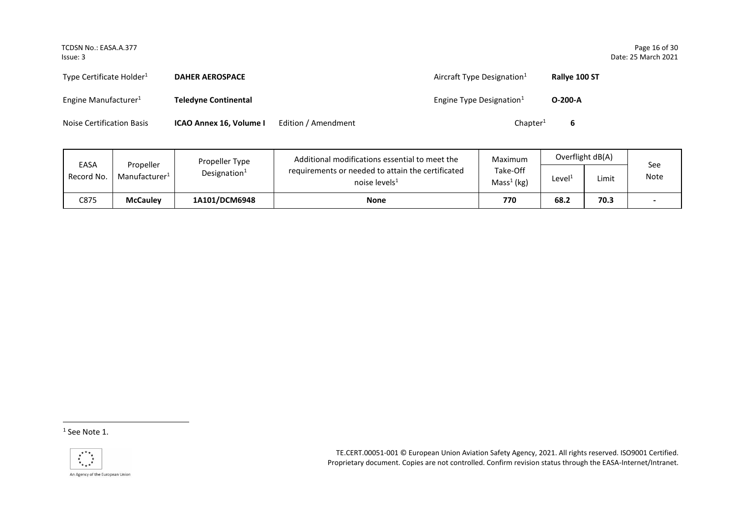| Type Certificate Holder[1] | **DAHER AEROSPACE** | | Aircraft Type Designation[1] | **Rallye 100 ST** |
|---|---|---|---|---|
| Engine Manufacturer[1] | **Teledyne Continental** | | Engine Type Designation[1] | **O-200-A** |
| Noise Certification Basis | **ICAO Annex 16, Volume I** | Edition / Amendment | Chapter[1] | **6** |

| EASA Record No. | Propeller Manufacturer[1] | Propeller Type Designation[1] | Additional modifications essential to meet the requirements or needed to attain the certificated noise levels[1] | Maximum Take-Off Mass[1] (kg) | Overflight dB(A) | | See Note |
|---|---|---|---|---|---|---|---|
| | | | | | Level[1] | Limit | |
| C875 | **McCauley** | **1A101/DCM6948** | **None** | **770** | **68.2** | **70.3** | **-** |

[1] See Note 1.

TE.CERT.00051-001 © European Union Aviation Safety Agency, 2021. All rights reserved. ISO9001 Certified. Proprietary document. Copies are not controlled. Confirm revision status through the EASA-Internet/Intranet.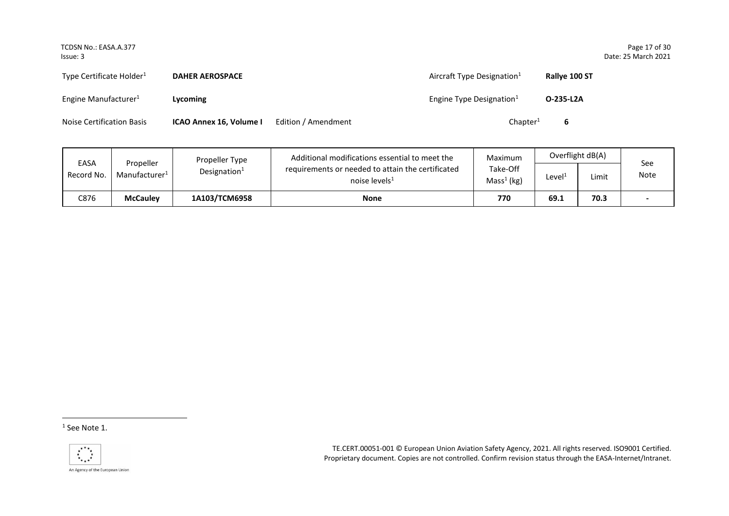| Type Certificate Holder[1] | **DAHER AEROSPACE** | | Aircraft Type Designation[1] | **Rallye 100 ST** |
|---|---|---|---|---|
| Engine Manufacturer[1] | **Lycoming** | | Engine Type Designation[1] | **O-235-L2A** |
| Noise Certification Basis | **ICAO Annex 16, Volume I** | Edition / Amendment | Chapter[1] | **6** |

| EASA Record No. | Propeller Manufacturer[1] | Propeller Type Designation[1] | Additional modifications essential to meet the requirements or needed to attain the certificated noise levels[1] | Maximum Take-Off Mass[1] (kg) | Overflight dB(A) | | See Note |
|---|---|---|---|---|---|---|---|
| | | | | | Level[1] | Limit | |
| C876 | **McCauley** | **1A103/TCM6958** | **None** | **770** | **69.1** | **70.3** | **-** |

[1] See Note 1.

TE.CERT.00051-001 © European Union Aviation Safety Agency, 2021. All rights reserved. ISO9001 Certified. Proprietary document. Copies are not controlled. Confirm revision status through the EASA-Internet/Intranet.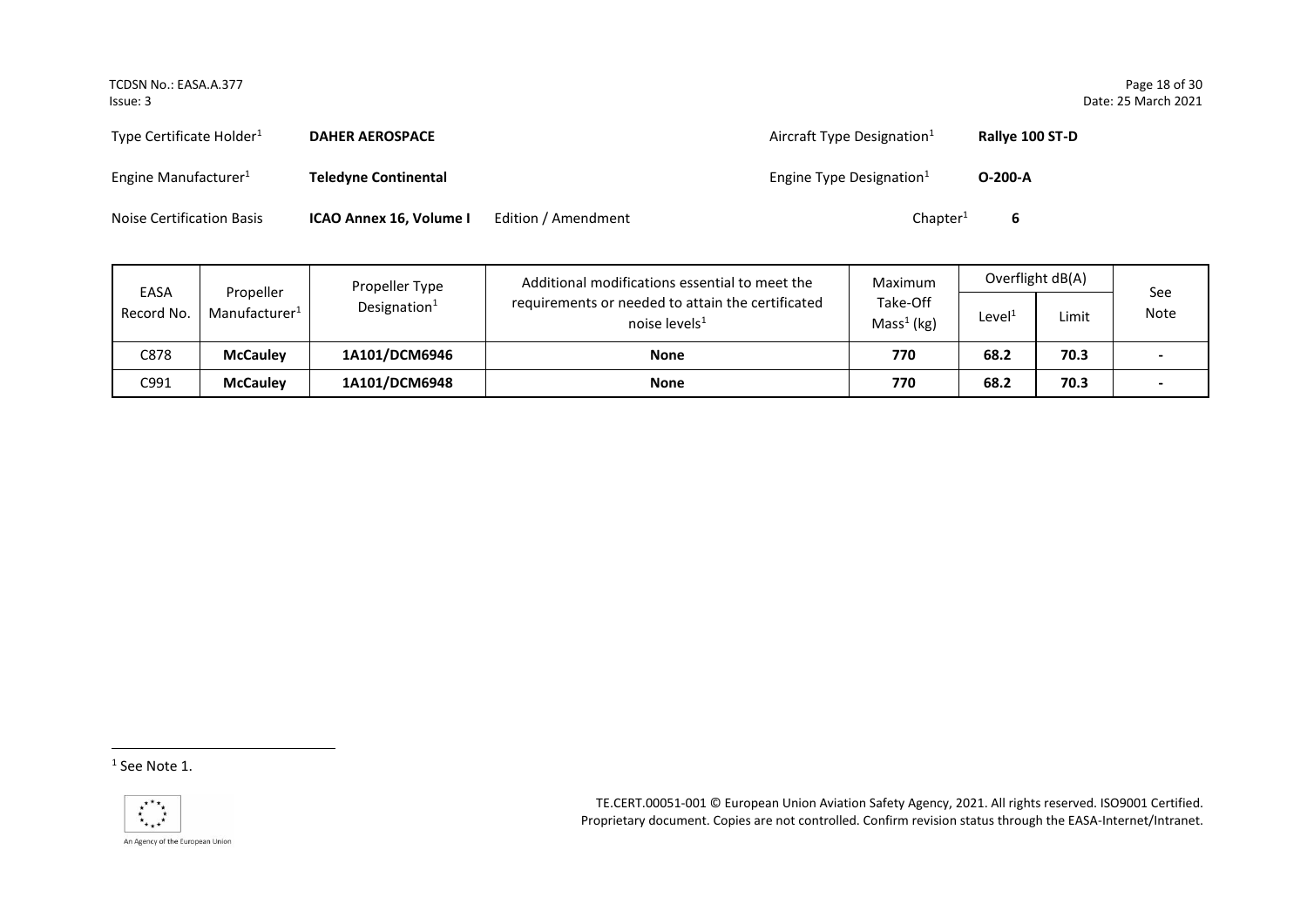| Type Certificate Holder[1] | **DAHER AEROSPACE** | | Aircraft Type Designation[1] | **Rallye 100 ST-D** |
|---|---|---|---|---|
| Engine Manufacturer[1] | **Teledyne Continental** | | Engine Type Designation[1] | **O-200-A** |
| Noise Certification Basis | **ICAO Annex 16, Volume I** | Edition / Amendment | Chapter[1] | **6** |

| EASA Record No. | Propeller Manufacturer[1] | Propeller Type Designation[1] | Additional modifications essential to meet the requirements or needed to attain the certificated noise levels[1] | Maximum Take-Off Mass[1] (kg) | Overflight dB(A) | | See Note |
|---|---|---|---|---|---|---|---|
| | | | | | Level[1] | Limit | |
| C878 | **McCauley** | **1A101/DCM6946** | **None** | **770** | **68.2** | **70.3** | **-** |
| C991 | **McCauley** | **1A101/DCM6948** | **None** | **770** | **68.2** | **70.3** | **-** |

[1] See Note 1.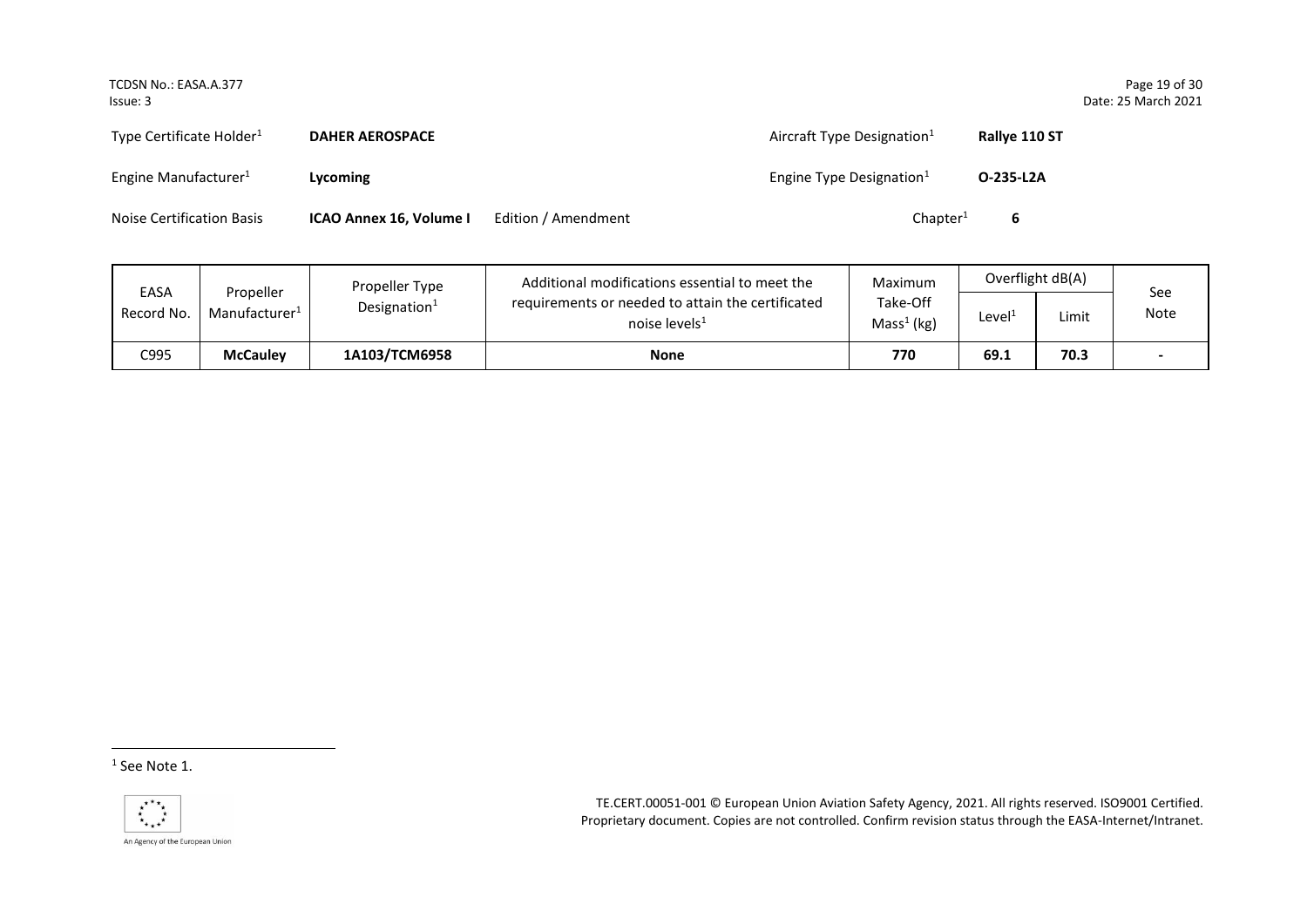| Type Certificate Holder[1] | **DAHER AEROSPACE** | | Aircraft Type Designation[1] | **Rallye 110 ST** |
|---|---|---|---|---|
| Engine Manufacturer[1] | **Lycoming** | | Engine Type Designation[1] | **O-235-L2A** |
| Noise Certification Basis | **ICAO Annex 16, Volume I** | Edition / Amendment | Chapter[1] | **6** |

| EASA Record No. | Propeller Manufacturer[1] | Propeller Type Designation[1] | Additional modifications essential to meet the requirements or needed to attain the certificated noise levels[1] | Maximum Take-Off Mass[1] (kg) | Overflight dB(A) | | See Note |
|---|---|---|---|---|---|---|---|
| | | | | | Level[1] | Limit | |
| C995 | **McCauley** | **1A103/TCM6958** | **None** | **770** | **69.1** | **70.3** | **-** |

[1] See Note 1.

TE.CERT.00051-001 © European Union Aviation Safety Agency, 2021. All rights reserved. ISO9001 Certified. Proprietary document. Copies are not controlled. Confirm revision status through the EASA-Internet/Intranet.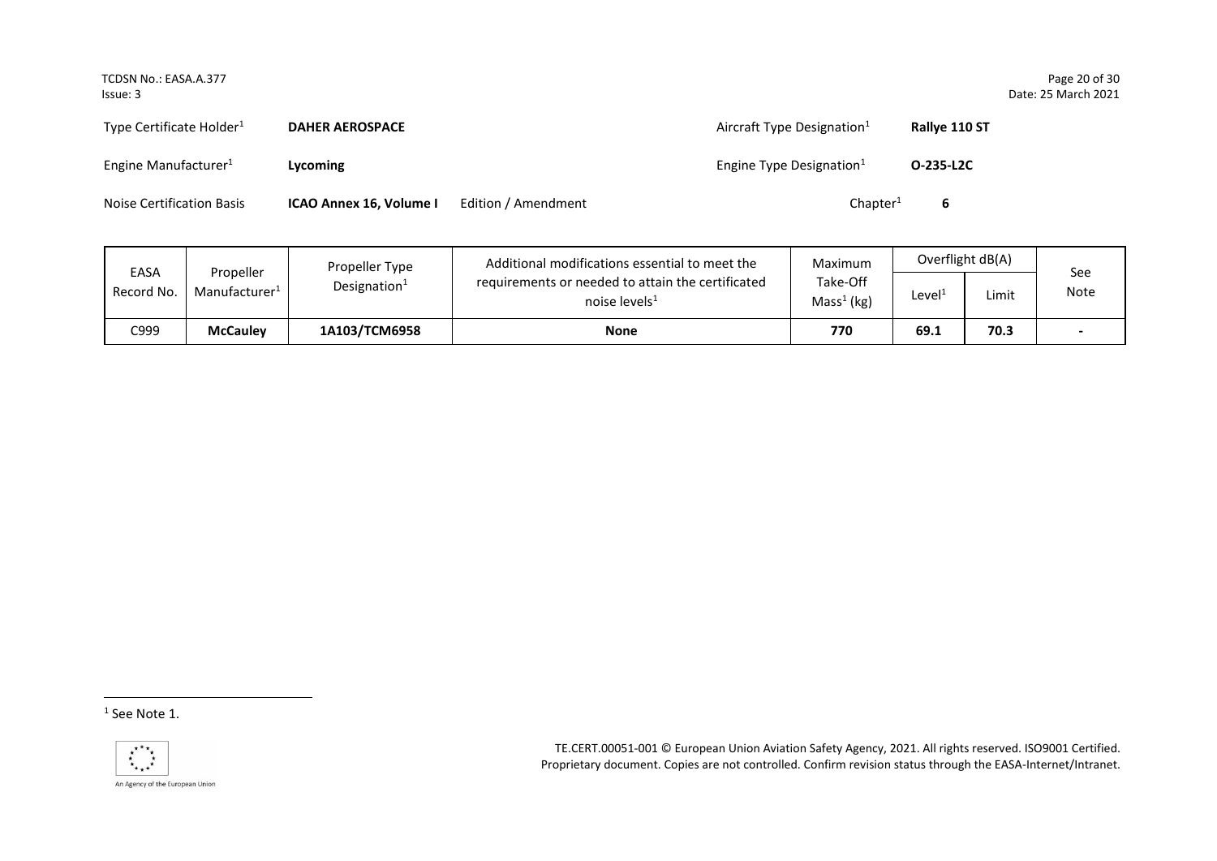| Type Certificate Holder[1] | **DAHER AEROSPACE** | | Aircraft Type Designation[1] | **Rallye 110 ST** |
|---|---|---|---|---|
| Engine Manufacturer[1] | **Lycoming** | | Engine Type Designation[1] | **O-235-L2C** |
| Noise Certification Basis | **ICAO Annex 16, Volume I** | Edition / Amendment | Chapter[1] | **6** |

| EASA Record No. | Propeller Manufacturer[1] | Propeller Type Designation[1] | Additional modifications essential to meet the requirements or needed to attain the certificated noise levels[1] | Maximum Take-Off Mass[1] (kg) | Overflight dB(A) | | See Note |
|---|---|---|---|---|---|---|---|
| | | | | | Level[1] | Limit | |
| C999 | **McCauley** | **1A103/TCM6958** | **None** | **770** | **69.1** | **70.3** | **-** |

[1] See Note 1.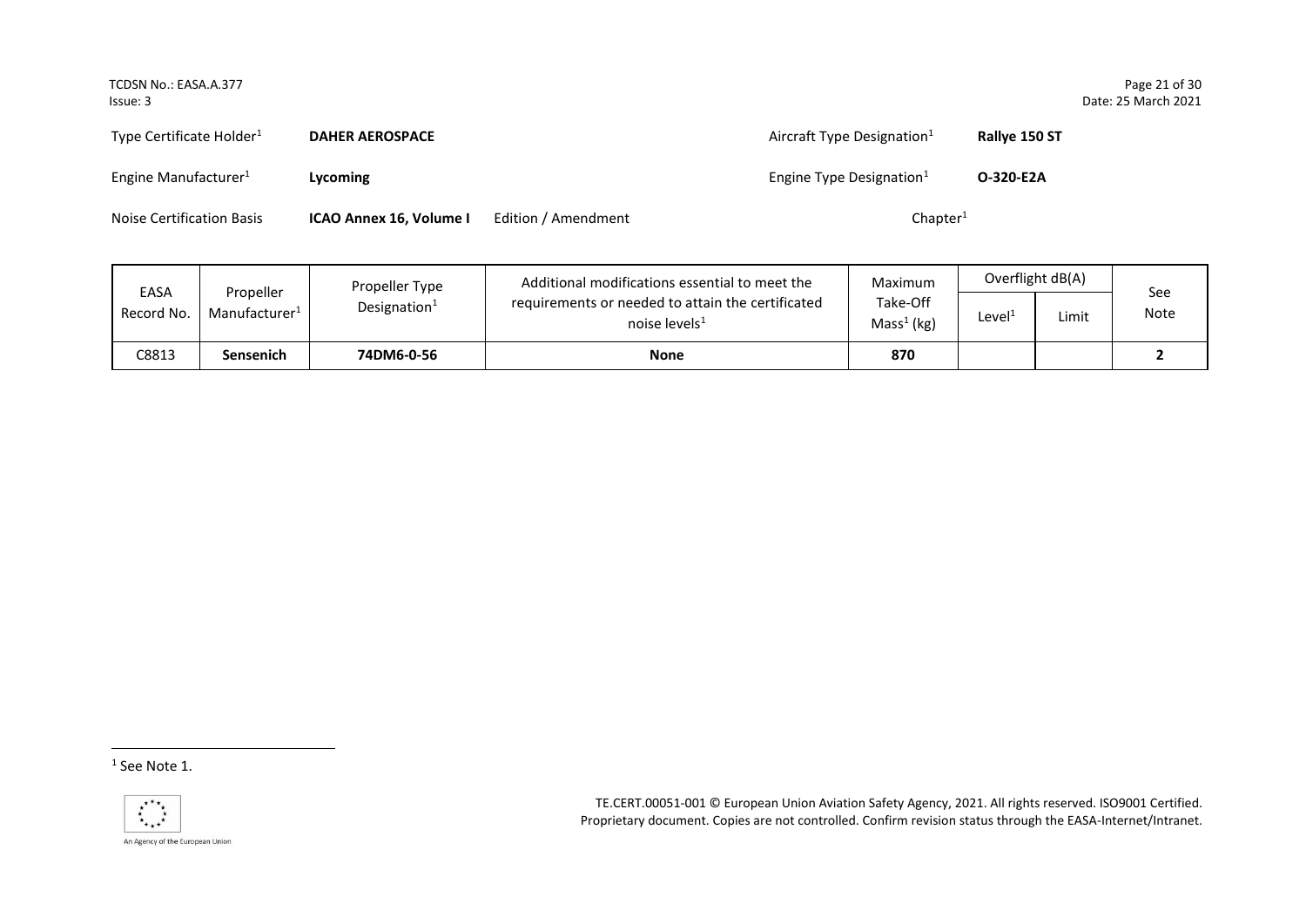| Type Certificate Holder[1] | **DAHER AEROSPACE** | | Aircraft Type Designation[1] | **Rallye 150 ST** |
|---|---|---|---|---|
| Engine Manufacturer[1] | **Lycoming** | | Engine Type Designation[1] | **O-320-E2A** |
| Noise Certification Basis | **ICAO Annex 16, Volume I** | Edition / Amendment | Chapter[1] | |

| EASA Record No. | Propeller Manufacturer[1] | Propeller Type Designation[1] | Additional modifications essential to meet the requirements or needed to attain the certificated noise levels[1] | Maximum Take-Off Mass[1] (kg) | Overflight dB(A) | | See Note |
|---|---|---|---|---|---|---|---|
| | | | | | Level[1] | Limit | |
| C8813 | **Sensenich** | **74DM6-0-56** | **None** | **870** | | | **2** |

[1] See Note 1.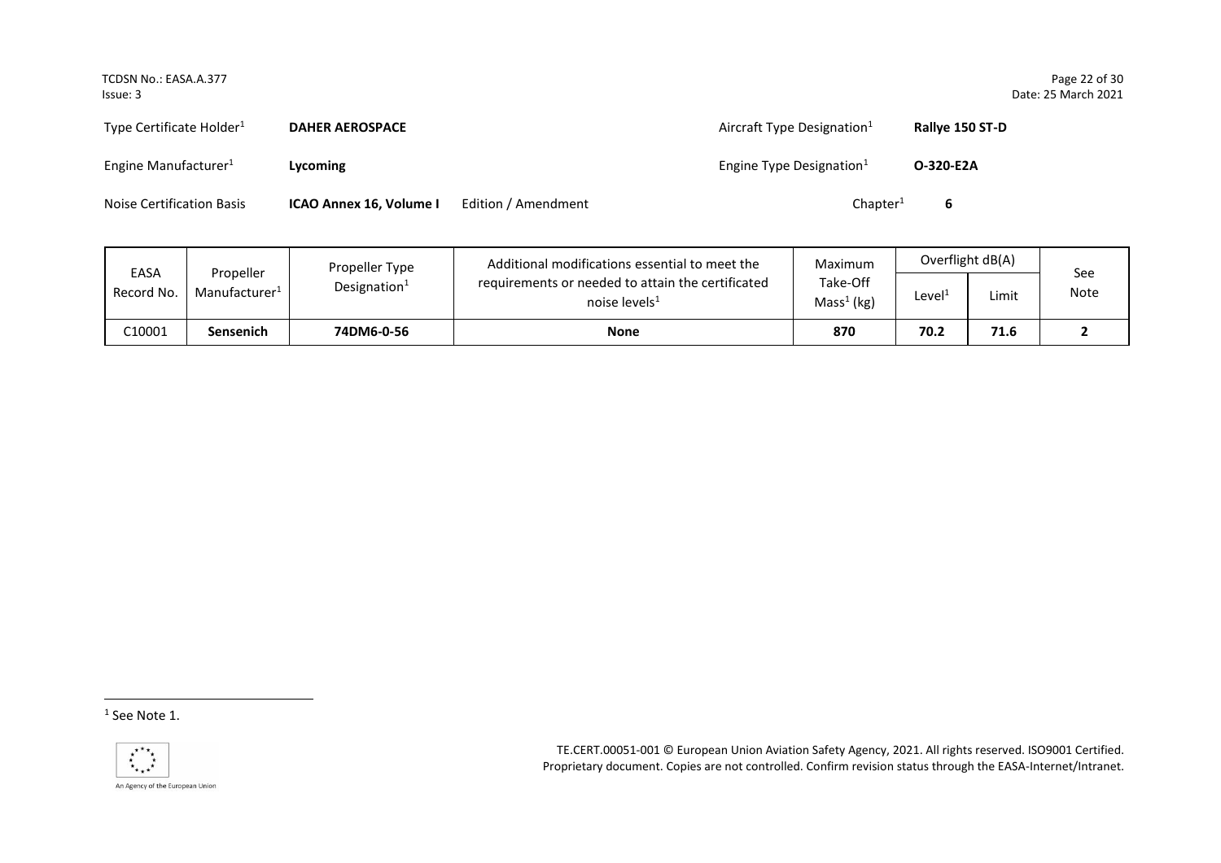| Type Certificate Holder[1] | **DAHER AEROSPACE** | | Aircraft Type Designation[1] | **Rallye 150 ST-D** |
|---|---|---|---|---|
| Engine Manufacturer[1] | **Lycoming** | | Engine Type Designation[1] | **O-320-E2A** |
| Noise Certification Basis | **ICAO Annex 16, Volume I** | Edition / Amendment | Chapter[1] | **6** |

| EASA Record No. | Propeller Manufacturer[1] | Propeller Type Designation[1] | Additional modifications essential to meet the requirements or needed to attain the certificated noise levels[1] | Maximum Take-Off Mass[1] (kg) | Overflight dB(A) | | See Note |
|---|---|---|---|---|---|---|---|
| | | | | | Level[1] | Limit | |
| C10001 | **Sensenich** | **74DM6-0-56** | **None** | **870** | **70.2** | **71.6** | **2** |

[1] See Note 1.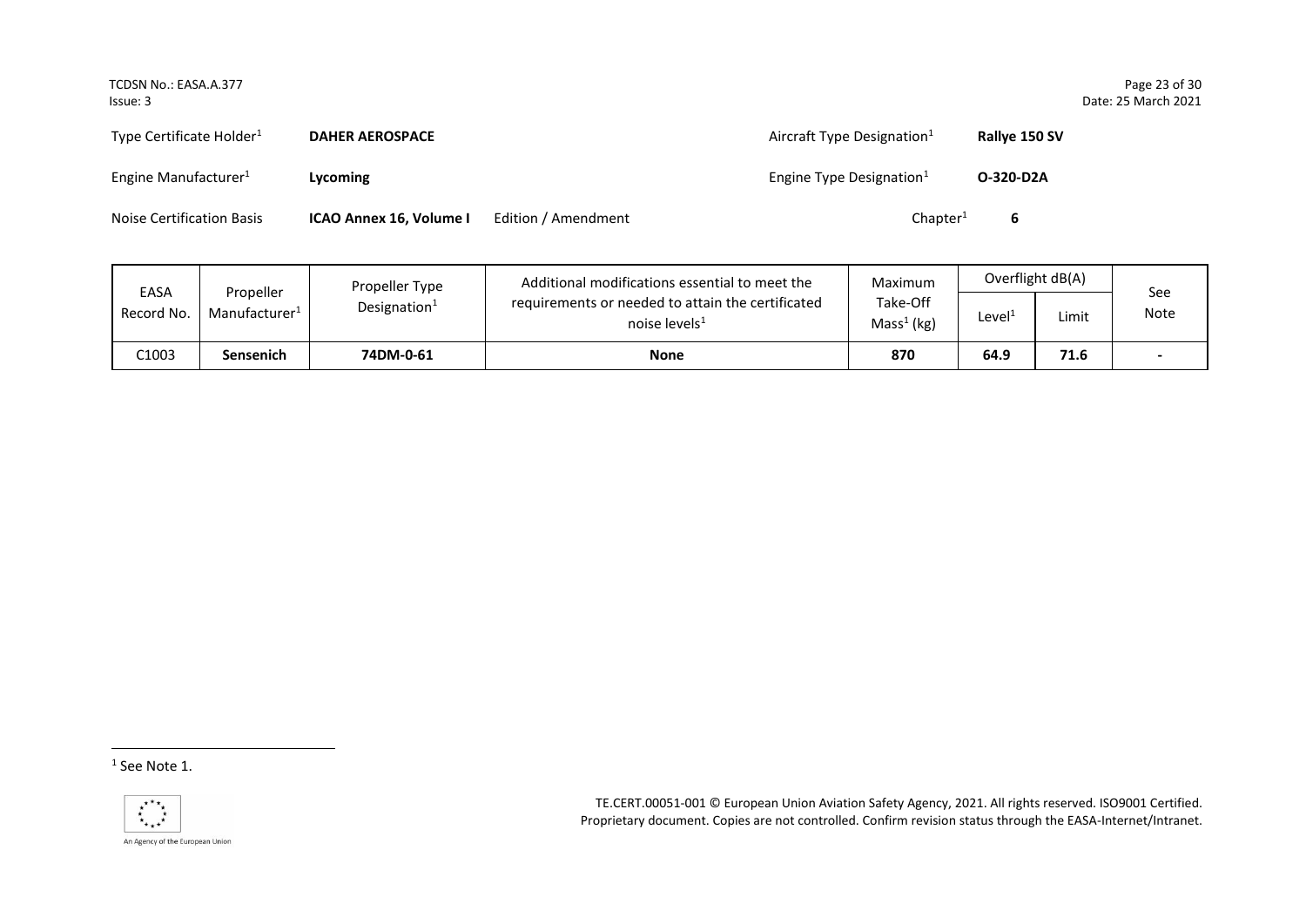| Type Certificate Holder[1] | **DAHER AEROSPACE** | | Aircraft Type Designation[1] | **Rallye 150 SV** |
|---|---|---|---|---|
| Engine Manufacturer[1] | **Lycoming** | | Engine Type Designation[1] | **O-320-D2A** |
| Noise Certification Basis | **ICAO Annex 16, Volume I** | Edition / Amendment | Chapter[1] | **6** |

| EASA Record No. | Propeller Manufacturer[1] | Propeller Type Designation[1] | Additional modifications essential to meet the requirements or needed to attain the certificated noise levels[1] | Maximum Take-Off Mass[1] (kg) | Overflight dB(A) | | See Note |
|---|---|---|---|---|---|---|---|
| | | | | | Level[1] | Limit | |
| C1003 | **Sensenich** | **74DM-0-61** | **None** | **870** | **64.9** | **71.6** | **-** |

[1] See Note 1.

TE.CERT.00051-001 © European Union Aviation Safety Agency, 2021. All rights reserved. ISO9001 Certified. Proprietary document. Copies are not controlled. Confirm revision status through the EASA-Internet/Intranet.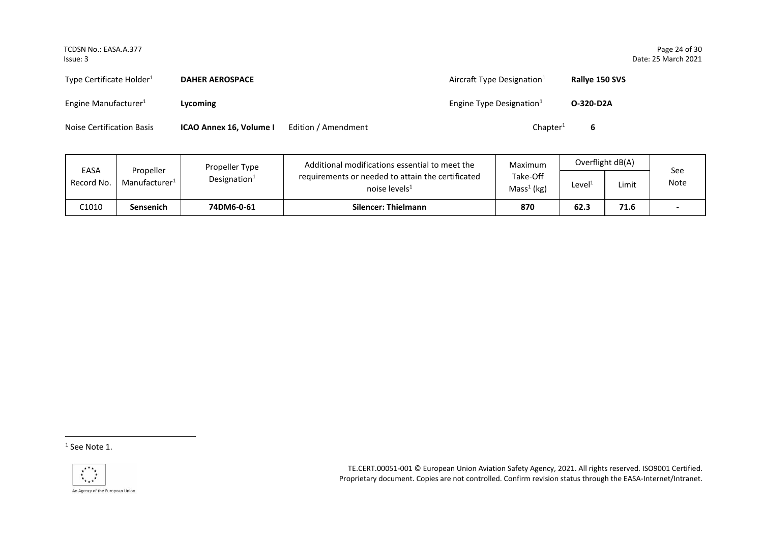Type Certificate Holder[1] **DAHER AEROSPACE** Aircraft Type Designation[1] **Rallye 150 SVS**

Engine Manufacturer[1] **Lycoming** Engine Type Designation[1] **O-320-D2A**

Noise Certification Basis **ICAO Annex 16, Volume I** Edition / Amendment Chapter[1] **6**

| EASA Record No. | Propeller Manufacturer[1] | Propeller Type Designation[1] | Additional modifications essential to meet the requirements or needed to attain the certificated noise levels[1] | Maximum Take-Off Mass[1] (kg) | Overflight dB(A) | | See Note |
|---|---|---|---|---|---|---|---|
| | | | | | Level[1] | Limit | |
| C1010 | **Sensenich** | **74DM6-0-61** | **Silencer: Thielmann** | **870** | **62.3** | **71.6** | **-** |

[1] See Note 1.

TE.CERT.00051-001 © European Union Aviation Safety Agency, 2021. All rights reserved. ISO9001 Certified. Proprietary document. Copies are not controlled. Confirm revision status through the EASA-Internet/Intranet.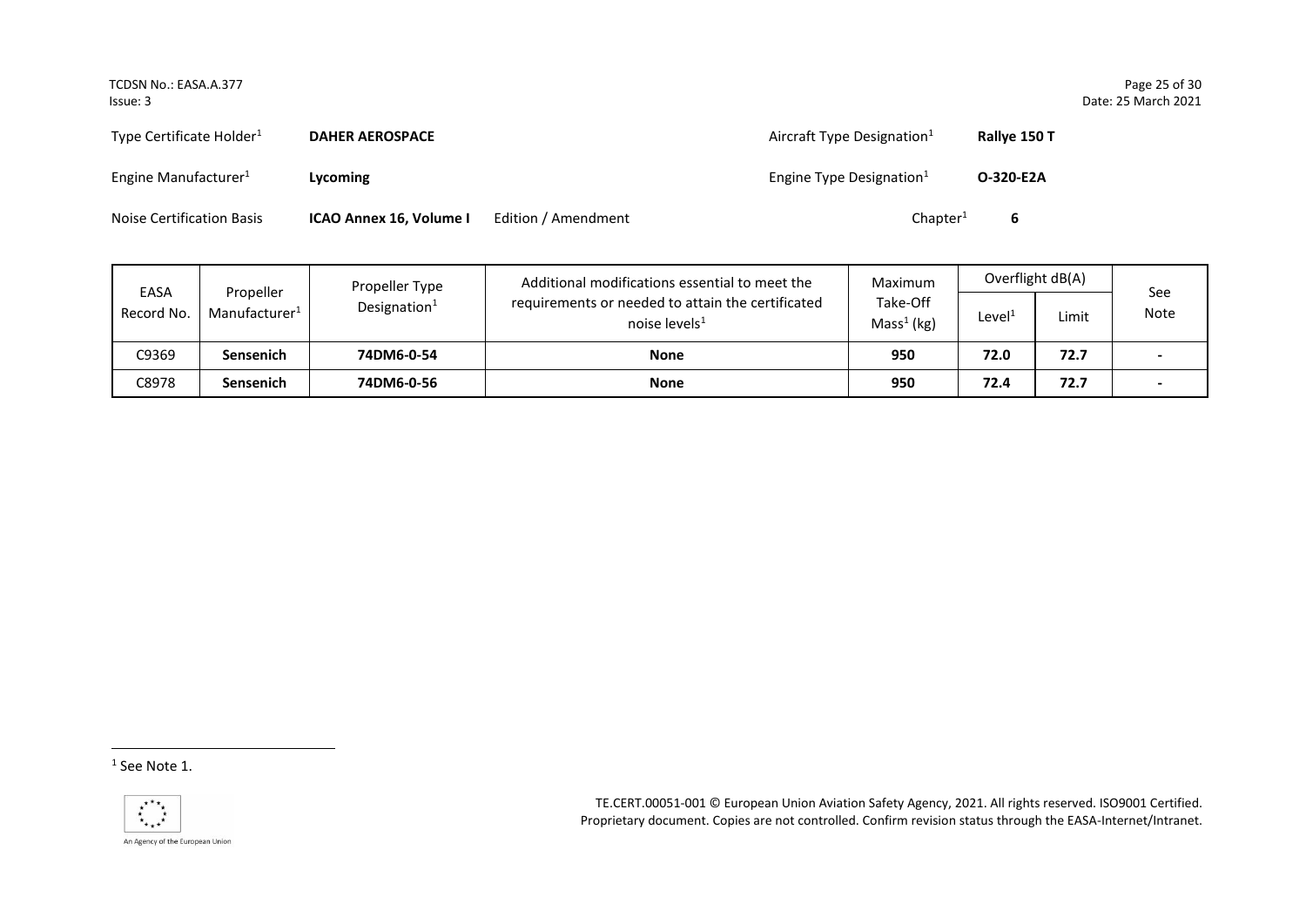| | | | |
|---|---|---|---|
| Type Certificate Holder[1] | **DAHER AEROSPACE** | Aircraft Type Designation[1] | **Rallye 150 T** |
| Engine Manufacturer[1] | **Lycoming** | Engine Type Designation[1] | **O-320-E2A** |
| Noise Certification Basis | **ICAO Annex 16, Volume I** Edition / Amendment | Chapter[1] | **6** |

| EASA Record No. | Propeller Manufacturer[1] | Propeller Type Designation[1] | Additional modifications essential to meet the requirements or needed to attain the certificated noise levels[1] | Maximum Take-Off Mass[1] (kg) | Overflight dB(A) | | See Note |
|---|---|---|---|---|---|---|---|
| | | | | | Level[1] | Limit | |
| C9369 | **Sensenich** | **74DM6-0-54** | **None** | **950** | **72.0** | **72.7** | **-** |
| C8978 | **Sensenich** | **74DM6-0-56** | **None** | **950** | **72.4** | **72.7** | **-** |

[1] See Note 1.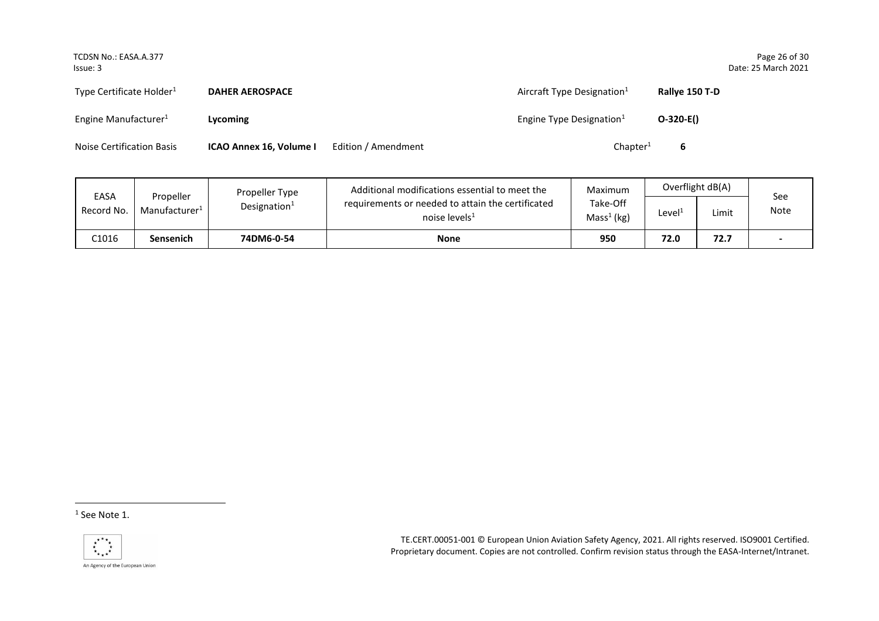| | | | | | |
|---|---|---|---|---|---|
| Type Certificate Holder[1] | **DAHER AEROSPACE** | | Aircraft Type Designation[1] | **Rallye 150 T-D** | |
| Engine Manufacturer[1] | **Lycoming** | | Engine Type Designation[1] | **O-320-E()** | |
| Noise Certification Basis | **ICAO Annex 16, Volume I** | Edition / Amendment | Chapter[1] | **6** | |

| EASA Record No. | Propeller Manufacturer[1] | Propeller Type Designation[1] | Additional modifications essential to meet the requirements or needed to attain the certificated noise levels[1] | Maximum Take-Off Mass[1] (kg) | Overflight dB(A) | | See Note |
|---|---|---|---|---|---|---|---|
| | | | | | Level[1] | Limit | |
| C1016 | **Sensenich** | **74DM6-0-54** | **None** | **950** | **72.0** | **72.7** | **-** |

[1] See Note 1.

TE.CERT.00051-001 © European Union Aviation Safety Agency, 2021. All rights reserved. ISO9001 Certified. Proprietary document. Copies are not controlled. Confirm revision status through the EASA-Internet/Intranet.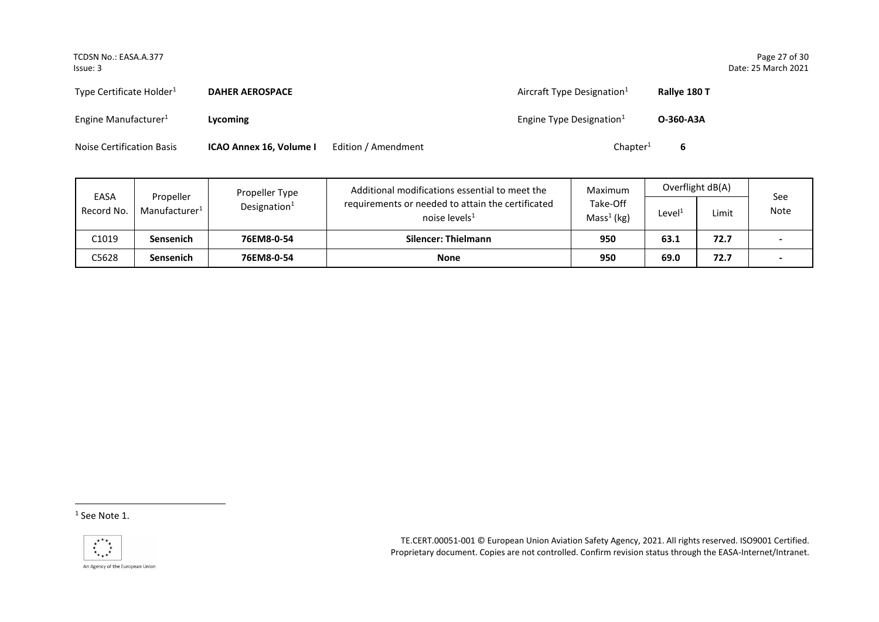Type Certificate Holder[1] **DAHER AEROSPACE** Aircraft Type Designation[1] **Rallye 180 T**

Engine Manufacturer[1] **Lycoming** Engine Type Designation[1] **O-360-A3A**

Noise Certification Basis **ICAO Annex 16, Volume I** Edition / Amendment Chapter[1] **6**

| EASA Record No. | Propeller Manufacturer[1] | Propeller Type Designation[1] | Additional modifications essential to meet the requirements or needed to attain the certificated noise levels[1] | Maximum Take-Off Mass[1] (kg) | Overflight dB(A) | | See Note |
|---|---|---|---|---|---|---|---|
| | | | | | Level[1] | Limit | |
| C1019 | **Sensenich** | **76EM8-0-54** | **Silencer: Thielmann** | **950** | **63.1** | **72.7** | - |
| C5628 | **Sensenich** | **76EM8-0-54** | **None** | **950** | **69.0** | **72.7** | - |

[1] See Note 1.

TE.CERT.00051-001 © European Union Aviation Safety Agency, 2021. All rights reserved. ISO9001 Certified. Proprietary document. Copies are not controlled. Confirm revision status through the EASA-Internet/Intranet.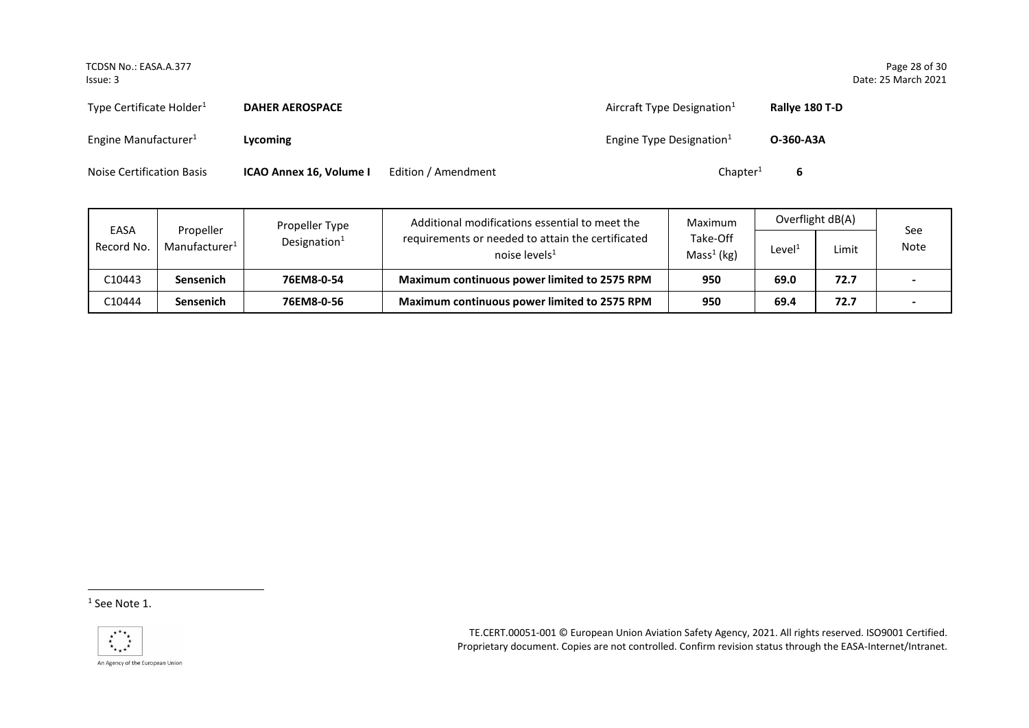| Type Certificate Holder[1] | **DAHER AEROSPACE** | | Aircraft Type Designation[1] | **Rallye 180 T-D** |
|---|---|---|---|---|
| Engine Manufacturer[1] | **Lycoming** | | Engine Type Designation[1] | **O-360-A3A** |
| Noise Certification Basis | **ICAO Annex 16, Volume I** | Edition / Amendment | Chapter[1] | **6** |

| EASA Record No. | Propeller Manufacturer[1] | Propeller Type Designation[1] | Additional modifications essential to meet the requirements or needed to attain the certificated noise levels[1] | Maximum Take-Off Mass[1] (kg) | Overflight dB(A) | | See Note |
|---|---|---|---|---|---|---|---|
| | | | | | Level[1] | Limit | |
| C10443 | **Sensenich** | **76EM8-0-54** | **Maximum continuous power limited to 2575 RPM** | **950** | **69.0** | **72.7** | **-** |
| C10444 | **Sensenich** | **76EM8-0-56** | **Maximum continuous power limited to 2575 RPM** | **950** | **69.4** | **72.7** | **-** |

[1] See Note 1.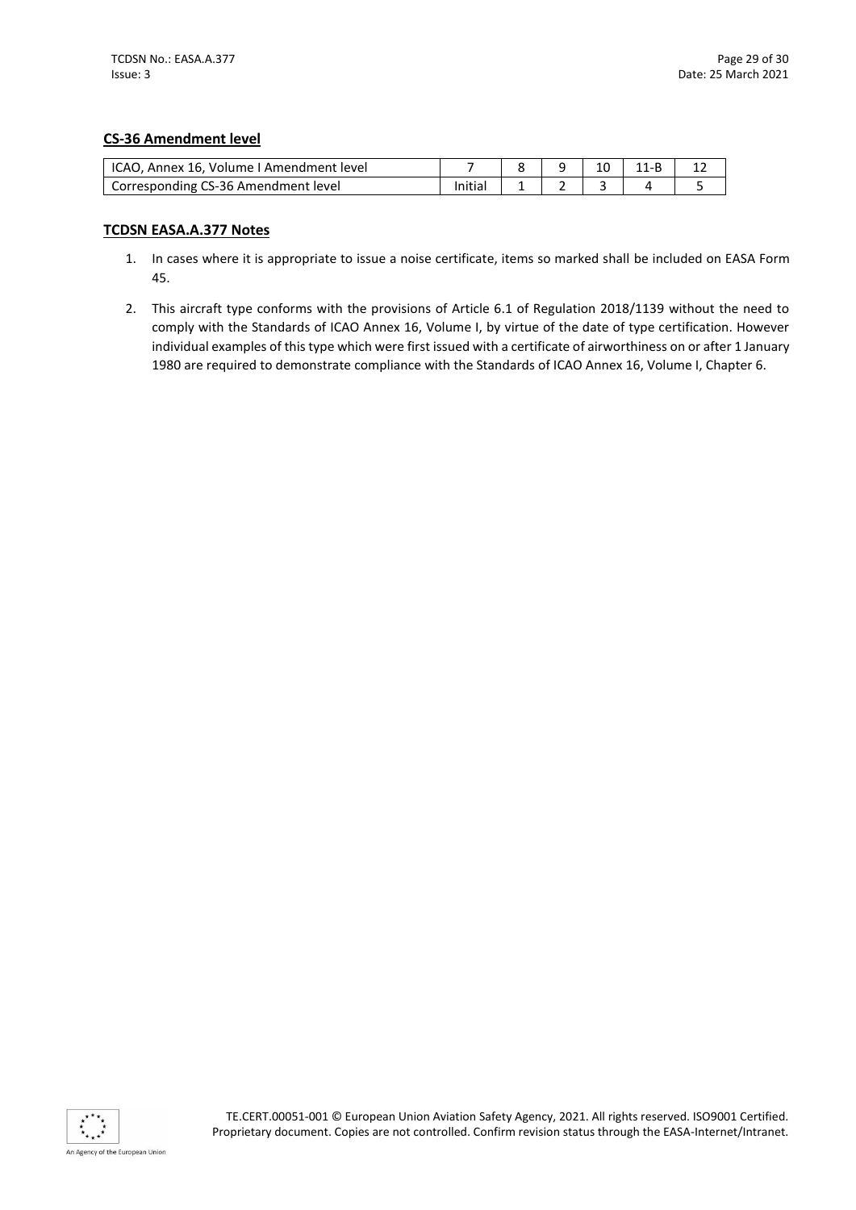**CS-36 Amendment level**

| ICAO, Annex 16, Volume I Amendment level | 7 | 8 | 9 | 10 | 11-B | 12 |
|---|---|---|---|---|---|---|
| Corresponding CS-36 Amendment level | Initial | 1 | 2 | 3 | 4 | 5 |

**TCDSN EASA.A.377 Notes**

1. In cases where it is appropriate to issue a noise certificate, items so marked shall be included on EASA Form 45.
2. This aircraft type conforms with the provisions of Article 6.1 of Regulation 2018/1139 without the need to comply with the Standards of ICAO Annex 16, Volume I, by virtue of the date of type certification. However individual examples of this type which were first issued with a certificate of airworthiness on or after 1 January 1980 are required to demonstrate compliance with the Standards of ICAO Annex 16, Volume I, Chapter 6.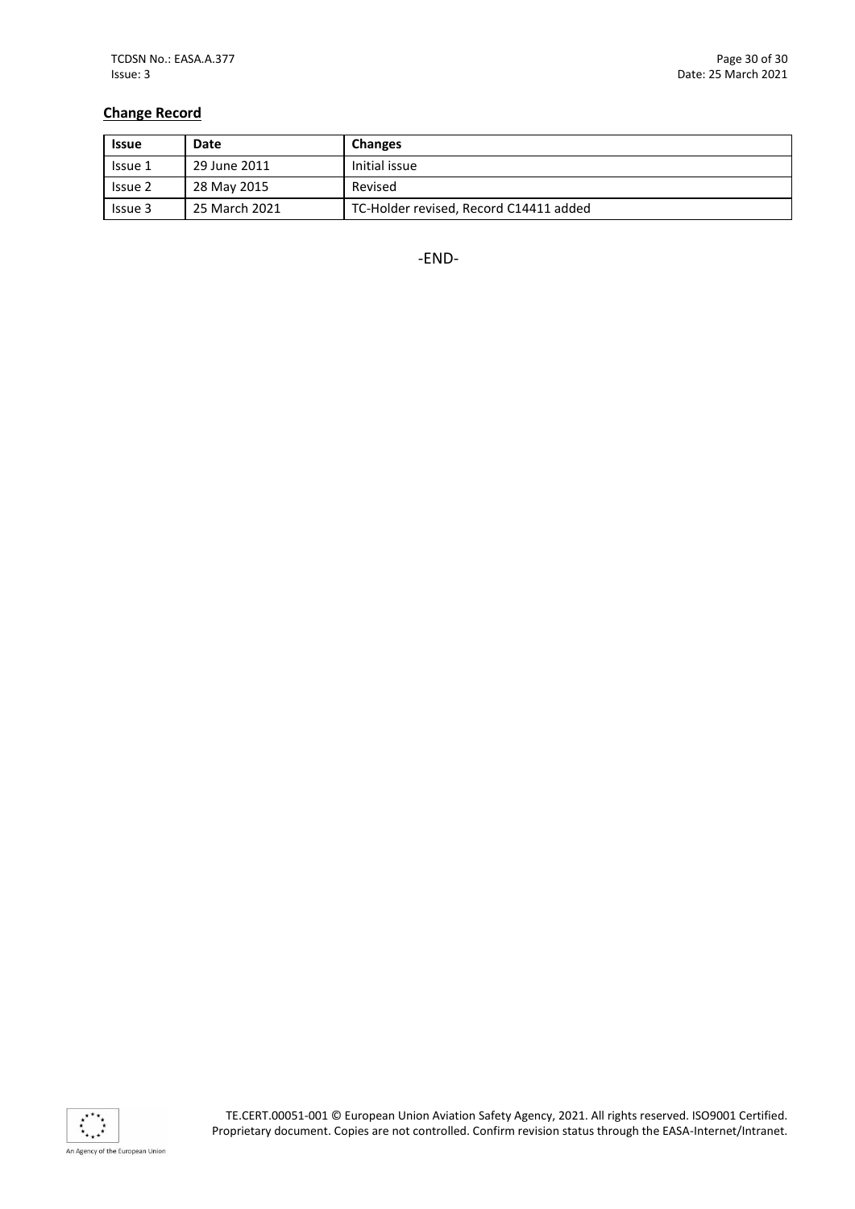**Change Record**

| Issue | Date | Changes |
| --- | --- | --- |
| Issue 1 | 29 June 2011 | Initial issue |
| Issue 2 | 28 May 2015 | Revised |
| Issue 3 | 25 March 2021 | TC-Holder revised, Record C14411 added |

-END-